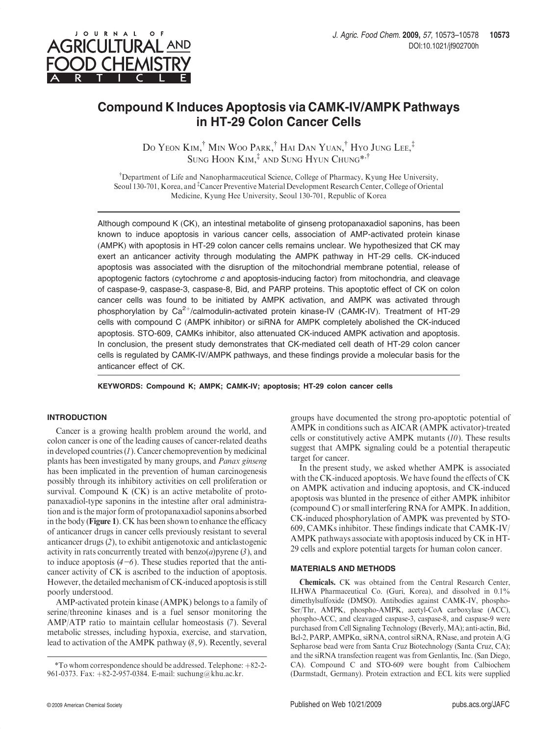# Compound K Induces Apoptosis via CAMK-IV/AMPK Pathways in HT-29 Colon Cancer Cells

Do Yeon Kim,[†] Min Woo Park,[†] Hai Dan Yuan,[†] Hyo Jung Lee,[‡] Sung Hoon Kim,[‡] and Sung Hyun Chung*,[†]

[†]Department of Life and Nanopharmaceutical Science, College of Pharmacy, Kyung Hee University, Seoul 130-701, Korea, and [‡]Cancer Preventive Material Development Research Center, College of Oriental Medicine, Kyung Hee University, Seoul 130-701, Republic of Korea

Although compound K (CK), an intestinal metabolite of ginseng protopanaxadiol saponins, has been known to induce apoptosis in various cancer cells, association of AMP-activated protein kinase (AMPK) with apoptosis in HT-29 colon cancer cells remains unclear. We hypothesized that CK may exert an anticancer activity through modulating the AMPK pathway in HT-29 cells. CK-induced apoptosis was associated with the disruption of the mitochondrial membrane potential, release of apoptogenic factors (cytochrome *c* and apoptosis-inducing factor) from mitochondria, and cleavage of caspase-9, caspase-3, caspase-8, Bid, and PARP proteins. This apoptotic effect of CK on colon cancer cells was found to be initiated by AMPK activation, and AMPK was activated through phosphorylation by $Ca^{2+}$/calmodulin-activated protein kinase-IV (CAMK-IV). Treatment of HT-29 cells with compound C (AMPK inhibitor) or siRNA for AMPK completely abolished the CK-induced apoptosis. STO-609, CAMKs inhibitor, also attenuated CK-induced AMPK activation and apoptosis. In conclusion, the present study demonstrates that CK-mediated cell death of HT-29 colon cancer cells is regulated by CAMK-IV/AMPK pathways, and these findings provide a molecular basis for the anticancer effect of CK.

**KEYWORDS: Compound K; AMPK; CAMK-IV; apoptosis; HT-29 colon cancer cells**

## INTRODUCTION

Cancer is a growing health problem around the world, and colon cancer is one of the leading causes of cancer-related deaths in developed countries (*1*). Cancer chemoprevention by medicinal plants has been investigated by many groups, and *Panax ginseng* has been implicated in the prevention of human carcinogenesis possibly through its inhibitory activities on cell proliferation or survival. Compound K (CK) is an active metabolite of protopanaxadiol-type saponins in the intestine after oral administration and is the major form of protopanaxadiol saponins absorbed in the body (**Figure 1**). CK has been shown to enhance the efficacy of anticancer drugs in cancer cells previously resistant to several anticancer drugs (*2*), to exhibit antigenotoxic and anticlastogenic activity in rats concurrently treated with benzo(*a*)pyrene (*3*), and to induce apoptosis (*4*−*6*). These studies reported that the anticancer activity of CK is ascribed to the induction of apoptosis. However, the detailed mechanism of CK-induced apoptosis is still poorly understood.

AMP-activated protein kinase (AMPK) belongs to a family of serine/threonine kinases and is a fuel sensor monitoring the AMP/ATP ratio to maintain cellular homeostasis (*7*). Several metabolic stresses, including hypoxia, exercise, and starvation, lead to activation of the AMPK pathway (*8*, *9*). Recently, several groups have documented the strong pro-apoptotic potential of AMPK in conditions such as AICAR (AMPK activator)-treated cells or constitutively active AMPK mutants (*10*). These results suggest that AMPK signaling could be a potential therapeutic target for cancer.

In the present study, we asked whether AMPK is associated with the CK-induced apoptosis. We have found the effects of CK on AMPK activation and inducing apoptosis, and CK-induced apoptosis was blunted in the presence of either AMPK inhibitor (compound C) or small interfering RNA for AMPK. In addition, CK-induced phosphorylation of AMPK was prevented by STO-609, CAMKs inhibitor. These findings indicate that CAMK-IV/AMPK pathways associate with apoptosis induced by CK in HT-29 cells and explore potential targets for human colon cancer.

## MATERIALS AND METHODS

**Chemicals.** CK was obtained from the Central Research Center, ILHWA Pharmaceutical Co. (Guri, Korea), and dissolved in 0.1% dimethylsulfoxide (DMSO). Antibodies against CAMK-IV, phospho-Ser/Thr, AMPK, phospho-AMPK, acetyl-CoA carboxylase (ACC), phospho-ACC, and cleavaged caspase-3, caspase-8, and caspase-9 were purchased from Cell Signaling Technology (Beverly, MA); anti-actin, Bid, Bcl-2, PARP, AMPKα, siRNA, control siRNA, RNase, and protein A/G Sepharose bead were from Santa Cruz Biotechnology (Santa Cruz, CA); and the siRNA transfection reagent was from Genlantis, Inc. (San Diego, CA). Compound C and STO-609 were bought from Calbiochem (Darmstadt, Germany). Protein extraction and ECL kits were supplied

*To whom correspondence should be addressed. Telephone: +82-2-961-0373. Fax: +82-2-957-0384. E-mail: suchung@khu.ac.kr.

© 2009 American Chemical Society — Published on Web 10/21/2009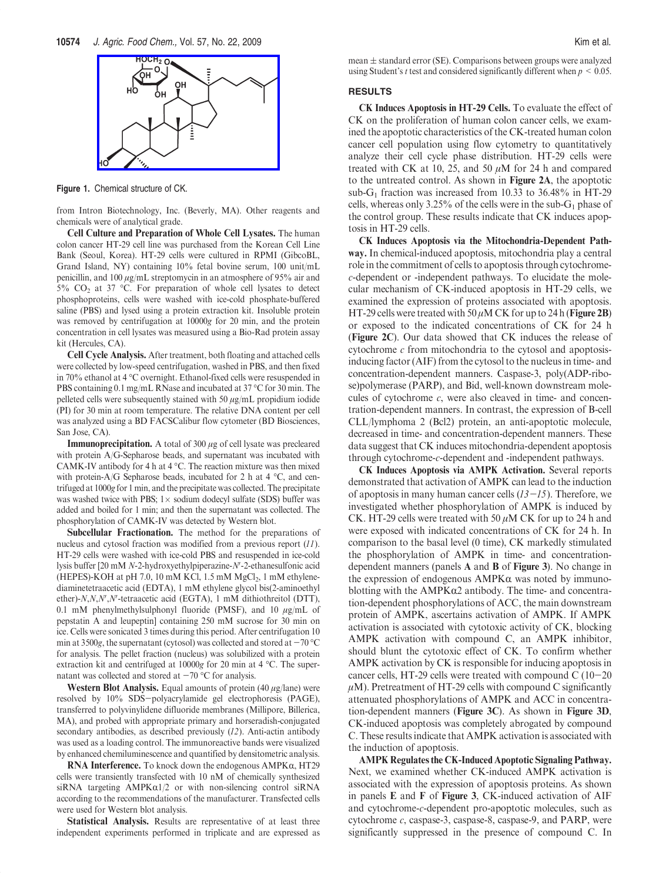Figure 1. Chemical structure of CK.

from Intron Biotechnology, Inc. (Beverly, MA). Other reagents and chemicals were of analytical grade.

**Cell Culture and Preparation of Whole Cell Lysates.** The human colon cancer HT-29 cell line was purchased from the Korean Cell Line Bank (Seoul, Korea). HT-29 cells were cultured in RPMI (GibcoBL, Grand Island, NY) containing 10% fetal bovine serum, 100 unit/mL penicillin, and 100 $\mu$g/mL streptomycin in an atmosphere of 95% air and 5% $CO_2$ at 37 °C. For preparation of whole cell lysates to detect phosphoproteins, cells were washed with ice-cold phosphate-buffered saline (PBS) and lysed using a protein extraction kit. Insoluble protein was removed by centrifugation at 10000$g$ for 20 min, and the protein concentration in cell lysates was measured using a Bio-Rad protein assay kit (Hercules, CA).

**Cell Cycle Analysis.** After treatment, both floating and attached cells were collected by low-speed centrifugation, washed in PBS, and then fixed in 70% ethanol at 4 °C overnight. Ethanol-fixed cells were resuspended in PBS containing 0.1 mg/mL RNase and incubated at 37 °C for 30 min. The pelleted cells were subsequently stained with 50 $\mu$g/mL propidium iodide (PI) for 30 min at room temperature. The relative DNA content per cell was analyzed using a BD FACSCalibur flow cytometer (BD Biosciences, San Jose, CA).

**Immunoprecipitation.** A total of 300 $\mu$g of cell lysate was precleared with protein A/G-Sepharose beads, and supernatant was incubated with CAMK-IV antibody for 4 h at 4 °C. The reaction mixture was then mixed with protein-A/G Sepharose beads, incubated for 2 h at 4 °C, and centrifuged at 1000$g$ for 1 min, and the precipitate was collected. The precipitate was washed twice with PBS; 1× sodium dodecyl sulfate (SDS) buffer was added and boiled for 1 min; and then the supernatant was collected. The phosphorylation of CAMK-IV was detected by Western blot.

**Subcellular Fractionation.** The method for the preparations of nucleus and cytosol fraction was modified from a previous report (*11*). HT-29 cells were washed with ice-cold PBS and resuspended in ice-cold lysis buffer [20 mM *N*-2-hydroxyethylpiperazine-*N*′-2-ethanesulfonic acid (HEPES)-KOH at pH 7.0, 10 mM KCl, 1.5 mM $MgCl_2$, 1 mM ethylenediaminetetraacetic acid (EDTA), 1 mM ethylene glycol bis(2-aminoethyl ether)-*N*,*N*,*N*′,*N*′-tetraacetic acid (EGTA), 1 mM dithiothreitol (DTT), 0.1 mM phenylmethylsulphonyl fluoride (PMSF), and 10 $\mu$g/mL of pepstatin A and leupeptin] containing 250 mM sucrose for 30 min on ice. Cells were sonicated 3 times during this period. After centrifugation 10 min at 3500$g$, the supernatant (cytosol) was collected and stored at −70 °C for analysis. The pellet fraction (nucleus) was solubilized with a protein extraction kit and centrifuged at 10000$g$ for 20 min at 4 °C. The supernatant was collected and stored at −70 °C for analysis.

**Western Blot Analysis.** Equal amounts of protein (40 $\mu$g/lane) were resolved by 10% SDS−polyacrylamide gel electrophoresis (PAGE), transferred to polyvinylidene difluoride membranes (Millipore, Billerica, MA), and probed with appropriate primary and horseradish-conjugated secondary antibodies, as described previously (*12*). Anti-actin antibody was used as a loading control. The immunoreactive bands were visualized by enhanced chemiluminescence and quantified by densitometric analysis.

**RNA Interference.** To knock down the endogenous AMPKα, HT29 cells were transiently transfected with 10 nM of chemically synthesized siRNA targeting AMPKα1/2 or with non-silencing control siRNA according to the recommendations of the manufacturer. Transfected cells were used for Western blot analysis.

**Statistical Analysis.** Results are representative of at least three independent experiments performed in triplicate and are expressed as mean ± standard error (SE). Comparisons between groups were analyzed using Student's $t$ test and considered significantly different when $p < 0.05$.

## RESULTS

**CK Induces Apoptosis in HT-29 Cells.** To evaluate the effect of CK on the proliferation of human colon cancer cells, we examined the apoptotic characteristics of the CK-treated human colon cancer cell population using flow cytometry to quantitatively analyze their cell cycle phase distribution. HT-29 cells were treated with CK at 10, 25, and 50 $\mu$M for 24 h and compared to the untreated control. As shown in **Figure 2A**, the apoptotic sub-$G_1$ fraction was increased from 10.33 to 36.48% in HT-29 cells, whereas only 3.25% of the cells were in the sub-$G_1$ phase of the control group. These results indicate that CK induces apoptosis in HT-29 cells.

**CK Induces Apoptosis via the Mitochondria-Dependent Pathway.** In chemical-induced apoptosis, mitochondria play a central role in the commitment of cells to apoptosis through cytochrome-*c*-dependent or -independent pathways. To elucidate the molecular mechanism of CK-induced apoptosis in HT-29 cells, we examined the expression of proteins associated with apoptosis. HT-29 cells were treated with 50 $\mu$M CK for up to 24 h (**Figure 2B**) or exposed to the indicated concentrations of CK for 24 h (**Figure 2C**). Our data showed that CK induces the release of cytochrome *c* from mitochondria to the cytosol and apoptosis-inducing factor (AIF) from the cytosol to the nucleus in time- and concentration-dependent manners. Caspase-3, poly(ADP-ribose)polymerase (PARP), and Bid, well-known downstream molecules of cytochrome *c*, were also cleaved in time- and concentration-dependent manners. In contrast, the expression of B-cell CLL/lymphoma 2 (Bcl2) protein, an anti-apoptotic molecule, decreased in time- and concentration-dependent manners. These data suggest that CK induces mitochondria-dependent apoptosis through cytochrome-*c*-dependent and -independent pathways.

**CK Induces Apoptosis via AMPK Activation.** Several reports demonstrated that activation of AMPK can lead to the induction of apoptosis in many human cancer cells (*13−15*). Therefore, we investigated whether phosphorylation of AMPK is induced by CK. HT-29 cells were treated with 50 $\mu$M CK for up to 24 h and were exposed with indicated concentrations of CK for 24 h. In comparison to the basal level (0 time), CK markedly stimulated the phosphorylation of AMPK in time- and concentration-dependent manners (panels **A** and **B** of **Figure 3**). No change in the expression of endogenous AMPKα was noted by immunoblotting with the AMPKα2 antibody. The time- and concentration-dependent phosphorylations of ACC, the main downstream protein of AMPK, ascertains activation of AMPK. If AMPK activation is associated with cytotoxic activity of CK, blocking AMPK activation with compound C, an AMPK inhibitor, should blunt the cytotoxic effect of CK. To confirm whether AMPK activation by CK is responsible for inducing apoptosis in cancer cells, HT-29 cells were treated with compound C (10−20 $\mu$M). Pretreatment of HT-29 cells with compound C significantly attenuated phosphorylations of AMPK and ACC in concentration-dependent manners (**Figure 3C**). As shown in **Figure 3D**, CK-induced apoptosis was completely abrogated by compound C. These results indicate that AMPK activation is associated with the induction of apoptosis.

**AMPK Regulates the CK-Induced Apoptotic Signaling Pathway.** Next, we examined whether CK-induced AMPK activation is associated with the expression of apoptosis proteins. As shown in panels **E** and **F** of **Figure 3**, CK-induced activation of AIF and cytochrome-*c*-dependent pro-apoptotic molecules, such as cytochrome *c*, caspase-3, caspase-8, caspase-9, and PARP, were significantly suppressed in the presence of compound C. In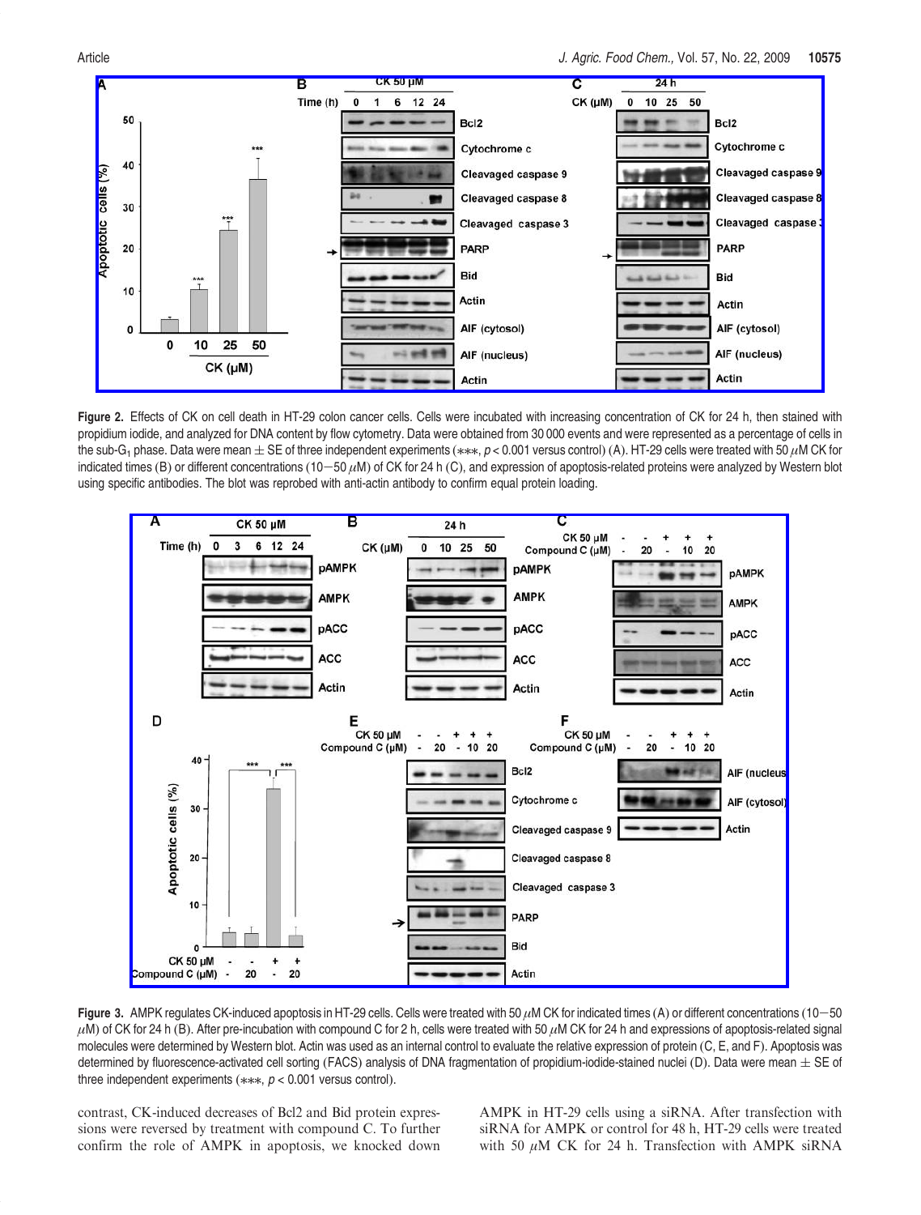**Figure 2.** Effects of CK on cell death in HT-29 colon cancer cells. Cells were incubated with increasing concentration of CK for 24 h, then stained with propidium iodide, and analyzed for DNA content by flow cytometry. Data were obtained from 30 000 events and were represented as a percentage of cells in the sub-$G_1$ phase. Data were mean ± SE of three independent experiments (∗∗∗, $p < 0.001$ versus control) (A). HT-29 cells were treated with 50 $\mu$M CK for indicated times (B) or different concentrations (10−50 $\mu$M) of CK for 24 h (C), and expression of apoptosis-related proteins were analyzed by Western blot using specific antibodies. The blot was reprobed with anti-actin antibody to confirm equal protein loading.

**Figure 3.** AMPK regulates CK-induced apoptosis in HT-29 cells. Cells were treated with 50 $\mu$M CK for indicated times (A) or different concentrations (10−50 $\mu$M) of CK for 24 h (B). After pre-incubation with compound C for 2 h, cells were treated with 50 $\mu$M CK for 24 h and expressions of apoptosis-related signal molecules were determined by Western blot. Actin was used as an internal control to evaluate the relative expression of protein (C, E, and F). Apoptosis was determined by fluorescence-activated cell sorting (FACS) analysis of DNA fragmentation of propidium-iodide-stained nuclei (D). Data were mean ± SE of three independent experiments (∗∗∗, $p < 0.001$ versus control).

contrast, CK-induced decreases of Bcl2 and Bid protein expressions were reversed by treatment with compound C. To further confirm the role of AMPK in apoptosis, we knocked down AMPK in HT-29 cells using a siRNA. After transfection with siRNA for AMPK or control for 48 h, HT-29 cells were treated with 50 $\mu$M CK for 24 h. Transfection with AMPK siRNA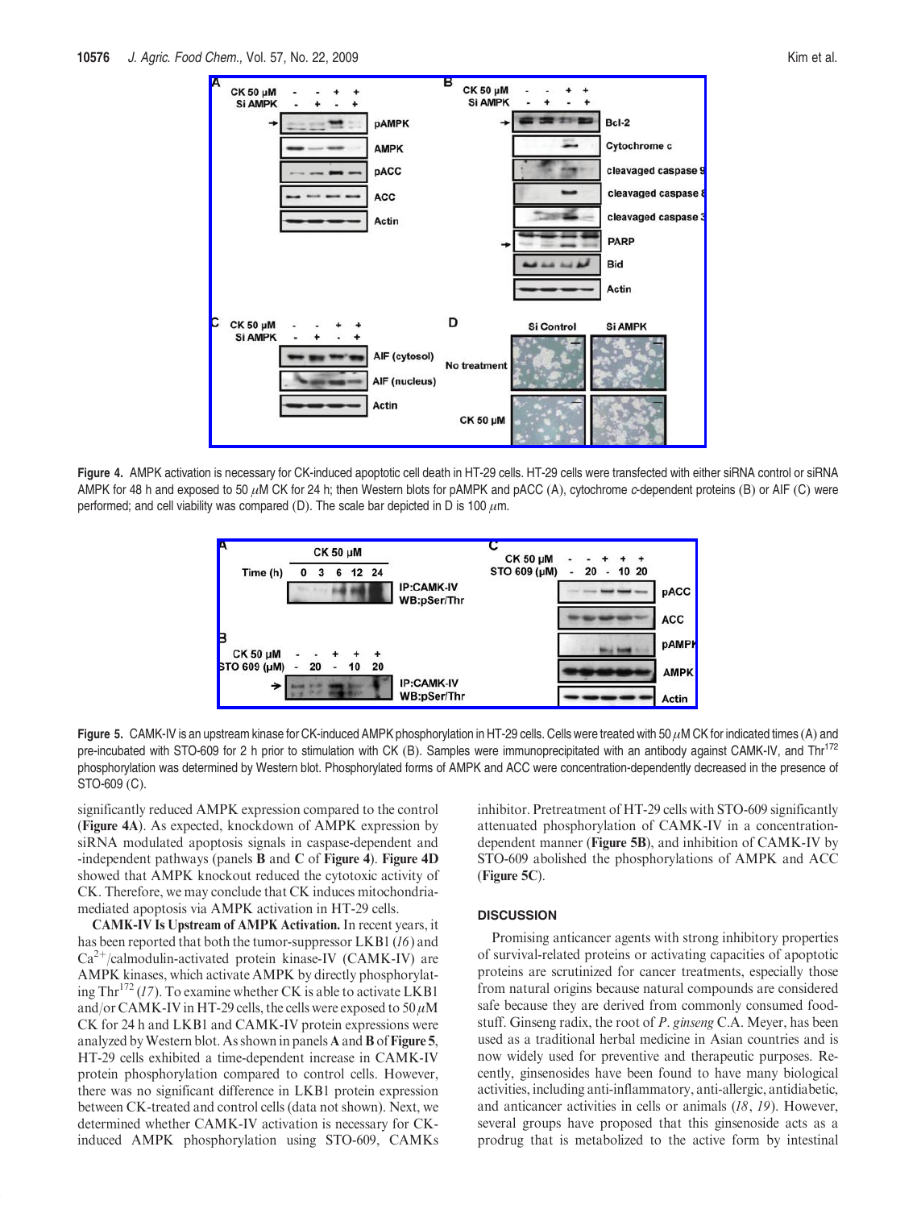**Figure 4.** AMPK activation is necessary for CK-induced apoptotic cell death in HT-29 cells. HT-29 cells were transfected with either siRNA control or siRNA AMPK for 48 h and exposed to 50 $\mu$M CK for 24 h; then Western blots for pAMPK and pACC (A), cytochrome *c*-dependent proteins (B) or AIF (C) were performed; and cell viability was compared (D). The scale bar depicted in D is 100 $\mu$m.

**Figure 5.** CAMK-IV is an upstream kinase for CK-induced AMPK phosphorylation in HT-29 cells. Cells were treated with 50 $\mu$M CK for indicated times (A) and pre-incubated with STO-609 for 2 h prior to stimulation with CK (B). Samples were immunoprecipitated with an antibody against CAMK-IV, and $Thr^{172}$ phosphorylation was determined by Western blot. Phosphorylated forms of AMPK and ACC were concentration-dependently decreased in the presence of STO-609 (C).

significantly reduced AMPK expression compared to the control (**Figure 4A**). As expected, knockdown of AMPK expression by siRNA modulated apoptosis signals in caspase-dependent and -independent pathways (panels **B** and **C** of **Figure 4**). **Figure 4D** showed that AMPK knockout reduced the cytotoxic activity of CK. Therefore, we may conclude that CK induces mitochondria-mediated apoptosis via AMPK activation in HT-29 cells.

**CAMK-IV Is Upstream of AMPK Activation.** In recent years, it has been reported that both the tumor-suppressor LKB1 (*16*) and $Ca^{2+}$/calmodulin-activated protein kinase-IV (CAMK-IV) are AMPK kinases, which activate AMPK by directly phosphorylating $Thr^{172}$ (*17*). To examine whether CK is able to activate LKB1 and/or CAMK-IV in HT-29 cells, the cells were exposed to 50 $\mu$M CK for 24 h and LKB1 and CAMK-IV protein expressions were analyzed by Western blot. As shown in panels **A** and **B** of **Figure 5**, HT-29 cells exhibited a time-dependent increase in CAMK-IV protein phosphorylation compared to control cells. However, there was no significant difference in LKB1 protein expression between CK-treated and control cells (data not shown). Next, we determined whether CAMK-IV activation is necessary for CK-induced AMPK phosphorylation using STO-609, CAMKs inhibitor. Pretreatment of HT-29 cells with STO-609 significantly attenuated phosphorylation of CAMK-IV in a concentration-dependent manner (**Figure 5B**), and inhibition of CAMK-IV by STO-609 abolished the phosphorylations of AMPK and ACC (**Figure 5C**).

## DISCUSSION

Promising anticancer agents with strong inhibitory properties of survival-related proteins or activating capacities of apoptotic proteins are scrutinized for cancer treatments, especially those from natural origins because natural compounds are considered safe because they are derived from commonly consumed foodstuff. Ginseng radix, the root of *P. ginseng* C.A. Meyer, has been used as a traditional herbal medicine in Asian countries and is now widely used for preventive and therapeutic purposes. Recently, ginsenosides have been found to have many biological activities, including anti-inflammatory, anti-allergic, antidiabetic, and anticancer activities in cells or animals (*18*, *19*). However, several groups have proposed that this ginsenoside acts as a prodrug that is metabolized to the active form by intestinal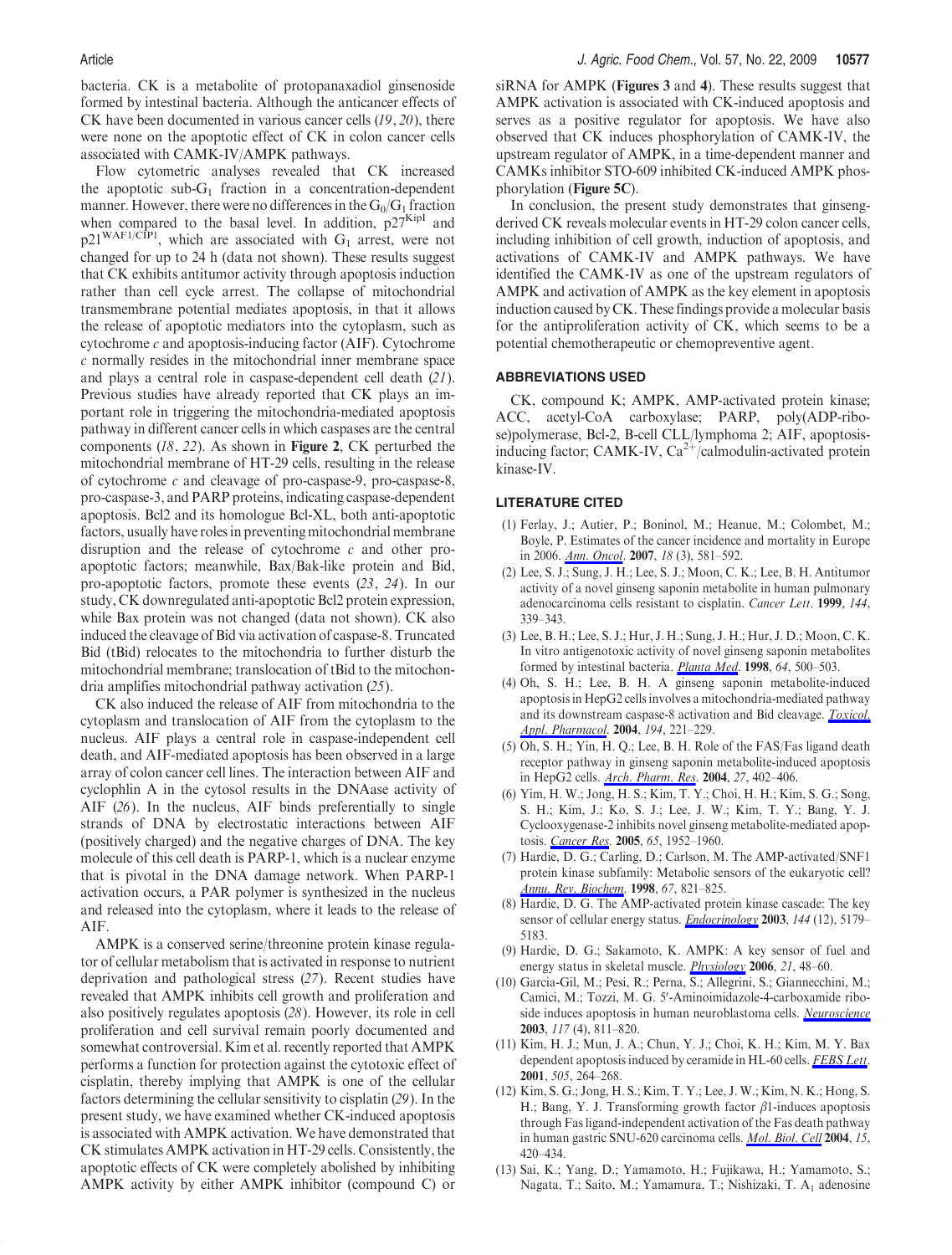bacteria. CK is a metabolite of protopanaxadiol ginsenoside formed by intestinal bacteria. Although the anticancer effects of CK have been documented in various cancer cells (*19*, *20*), there were none on the apoptotic effect of CK in colon cancer cells associated with CAMK-IV/AMPK pathways.

Flow cytometric analyses revealed that CK increased the apoptotic sub-$G_1$ fraction in a concentration-dependent manner. However, there were no differences in the $G_0/G_1$ fraction when compared to the basal level. In addition, $p27^{KipI}$ and $p21^{WAF1/CIP1}$, which are associated with $G_1$ arrest, were not changed for up to 24 h (data not shown). These results suggest that CK exhibits antitumor activity through apoptosis induction rather than cell cycle arrest. The collapse of mitochondrial transmembrane potential mediates apoptosis, in that it allows the release of apoptotic mediators into the cytoplasm, such as cytochrome *c* and apoptosis-inducing factor (AIF). Cytochrome *c* normally resides in the mitochondrial inner membrane space and plays a central role in caspase-dependent cell death (*21*). Previous studies have already reported that CK plays an important role in triggering the mitochondria-mediated apoptosis pathway in different cancer cells in which caspases are the central components (*18*, *22*). As shown in **Figure 2**, CK perturbed the mitochondrial membrane of HT-29 cells, resulting in the release of cytochrome *c* and cleavage of pro-caspase-9, pro-caspase-8, pro-caspase-3, and PARP proteins, indicating caspase-dependent apoptosis. Bcl2 and its homologue Bcl-XL, both anti-apoptotic factors, usually have roles in preventing mitochondrial membrane disruption and the release of cytochrome *c* and other pro-apoptotic factors; meanwhile, Bax/Bak-like protein and Bid, pro-apoptotic factors, promote these events (*23*, *24*). In our study, CK downregulated anti-apoptotic Bcl2 protein expression, while Bax protein was not changed (data not shown). CK also induced the cleavage of Bid via activation of caspase-8. Truncated Bid (tBid) relocates to the mitochondria to further disturb the mitochondrial membrane; translocation of tBid to the mitochondria amplifies mitochondrial pathway activation (*25*).

CK also induced the release of AIF from mitochondria to the cytoplasm and translocation of AIF from the cytoplasm to the nucleus. AIF plays a central role in caspase-independent cell death, and AIF-mediated apoptosis has been observed in a large array of colon cancer cell lines. The interaction between AIF and cyclophlin A in the cytosol results in the DNAase activity of AIF (*26*). In the nucleus, AIF binds preferentially to single strands of DNA by electrostatic interactions between AIF (positively charged) and the negative charges of DNA. The key molecule of this cell death is PARP-1, which is a nuclear enzyme that is pivotal in the DNA damage network. When PARP-1 activation occurs, a PAR polymer is synthesized in the nucleus and released into the cytoplasm, where it leads to the release of AIF.

AMPK is a conserved serine/threonine protein kinase regulator of cellular metabolism that is activated in response to nutrient deprivation and pathological stress (*27*). Recent studies have revealed that AMPK inhibits cell growth and proliferation and also positively regulates apoptosis (*28*). However, its role in cell proliferation and cell survival remain poorly documented and somewhat controversial. Kim et al. recently reported that AMPK performs a function for protection against the cytotoxic effect of cisplatin, thereby implying that AMPK is one of the cellular factors determining the cellular sensitivity to cisplatin (*29*). In the present study, we have examined whether CK-induced apoptosis is associated with AMPK activation. We have demonstrated that CK stimulates AMPK activation in HT-29 cells. Consistently, the apoptotic effects of CK were completely abolished by inhibiting AMPK activity by either AMPK inhibitor (compound C) or siRNA for AMPK (**Figures 3** and **4**). These results suggest that AMPK activation is associated with CK-induced apoptosis and serves as a positive regulator for apoptosis. We have also observed that CK induces phosphorylation of CAMK-IV, the upstream regulator of AMPK, in a time-dependent manner and CAMKs inhibitor STO-609 inhibited CK-induced AMPK phosphorylation (**Figure 5C**).

In conclusion, the present study demonstrates that ginseng-derived CK reveals molecular events in HT-29 colon cancer cells, including inhibition of cell growth, induction of apoptosis, and activations of CAMK-IV and AMPK pathways. We have identified the CAMK-IV as one of the upstream regulators of AMPK and activation of AMPK as the key element in apoptosis induction caused by CK. These findings provide a molecular basis for the antiproliferation activity of CK, which seems to be a potential chemotherapeutic or chemopreventive agent.

## ABBREVIATIONS USED

CK, compound K; AMPK, AMP-activated protein kinase; ACC, acetyl-CoA carboxylase; PARP, poly(ADP-ribose)polymerase, Bcl-2, B-cell CLL/lymphoma 2; AIF, apoptosis-inducing factor; CAMK-IV, $Ca^{2+}$/calmodulin-activated protein kinase-IV.

## LITERATURE CITED

(1) Ferlay, J.; Autier, P.; Boninol, M.; Heanue, M.; Colombet, M.; Boyle, P. Estimates of the cancer incidence and mortality in Europe in 2006. *Ann. Oncol.* **2007**, *18* (3), 581–592.

(2) Lee, S. J.; Sung, J. H.; Lee, S. J.; Moon, C. K.; Lee, B. H. Antitumor activity of a novel ginseng saponin metabolite in human pulmonary adenocarcinoma cells resistant to cisplatin. *Cancer Lett.* **1999**, *144*, 339–343.

(3) Lee, B. H.; Lee, S. J.; Hur, J. H.; Sung, J. H.; Hur, J. D.; Moon, C. K. In vitro antigenotoxic activity of novel ginseng saponin metabolites formed by intestinal bacteria. *Planta Med.* **1998**, *64*, 500–503.

(4) Oh, S. H.; Lee, B. H. A ginseng saponin metabolite-induced apoptosis in HepG2 cells involves a mitochondria-mediated pathway and its downstream caspase-8 activation and Bid cleavage. *Toxicol. Appl. Pharmacol.* **2004**, *194*, 221–229.

(5) Oh, S. H.; Yin, H. Q.; Lee, B. H. Role of the FAS/Fas ligand death receptor pathway in ginseng saponin metabolite-induced apoptosis in HepG2 cells. *Arch. Pharm. Res.* **2004**, *27*, 402–406.

(6) Yim, H. W.; Jong, H. S.; Kim, T. Y.; Choi, H. H.; Kim, S. G.; Song, S. H.; Kim, J.; Ko, S. J.; Lee, J. W.; Kim, T. Y.; Bang, Y. J. Cyclooxygenase-2 inhibits novel ginseng metabolite-mediated apoptosis. *Cancer Res.* **2005**, *65*, 1952–1960.

(7) Hardie, D. G.; Carling, D.; Carlson, M. The AMP-activated/SNF1 protein kinase subfamily: Metabolic sensors of the eukaryotic cell? *Annu. Rev. Biochem.* **1998**, *67*, 821–825.

(8) Hardie, D. G. The AMP-activated protein kinase cascade: The key sensor of cellular energy status. *Endocrinology* **2003**, *144* (12), 5179–5183.

(9) Hardie, D. G.; Sakamoto, K. AMPK: A key sensor of fuel and energy status in skeletal muscle. *Physiology* **2006**, *21*, 48–60.

(10) Garcia-Gil, M.; Pesi, R.; Perna, S.; Allegrini, S.; Giannecchini, M.; Camici, M.; Tozzi, M. G. 5′-Aminoimidazole-4-carboxamide riboside induces apoptosis in human neuroblastoma cells. *Neuroscience* **2003**, *117* (4), 811–820.

(11) Kim, H. J.; Mun, J. A.; Chun, Y. J.; Choi, K. H.; Kim, M. Y. Bax dependent apoptosis induced by ceramide in HL-60 cells. *FEBS Lett.* **2001**, *505*, 264–268.

(12) Kim, S. G.; Jong, H. S.; Kim, T. Y.; Lee, J. W.; Kim, N. K.; Hong, S. H.; Bang, Y. J. Transforming growth factor β1-induces apoptosis through Fas ligand-independent activation of the Fas death pathway in human gastric SNU-620 carcinoma cells. *Mol. Biol. Cell* **2004**, *15*, 420–434.

(13) Sai, K.; Yang, D.; Yamamoto, H.; Fujikawa, H.; Yamamoto, S.; Nagata, T.; Saito, M.; Yamamura, T.; Nishizaki, T. A1 adenosine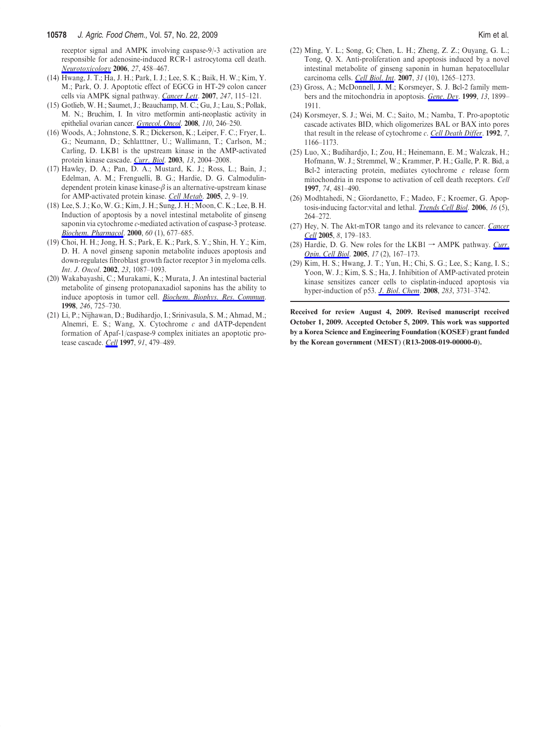receptor signal and AMPK involving caspase-9/-3 activation are responsible for adenosine-induced RCR-1 astrocytoma cell death. *Neurotoxicology* **2006**, *27*, 458–467.

(14) Hwang, J. T.; Ha, J. H.; Park, I. J.; Lee, S. K.; Baik, H. W.; Kim, Y. M.; Park, O. J. Apoptotic effect of EGCG in HT-29 colon cancer cells via AMPK signal pathway. *Cancer Lett*. **2007**, *247*, 115–121.

(15) Gotlieb, W. H.; Saumet, J.; Beauchamp, M. C.; Gu, J.; Lau, S.; Pollak, M. N.; Bruchim, I. In vitro metformin anti-neoplastic activity in epithelial ovarian cancer. *Gynecol. Oncol*. **2008**, *110*, 246–250.

(16) Woods, A.; Johnstone, S. R.; Dickerson, K.; Leiper, F. C.; Fryer, L. G.; Neumann, D.; Schlatttner, U.; Wallimann, T.; Carlson, M.; Carling, D. LKB1 is the upstream kinase in the AMP-activated protein kinase cascade. *Curr. Biol*. **2003**, *13*, 2004–2008.

(17) Hawley, D. A.; Pan, D. A.; Mustard, K. J.; Ross, L.; Bain, J.; Edelman, A. M.; Frenguelli, B. G.; Hardie, D. G. Calmodulin-dependent protein kinase kinase-$\beta$ is an alternative-upstream kinase for AMP-activated protein kinase. *Cell Metab*. **2005**, *2*, 9–19.

(18) Lee, S. J.; Ko, W. G.; Kim, J. H.; Sung, J. H.; Moon, C. K.; Lee, B. H. Induction of apoptosis by a novel intestinal metabolite of ginseng saponin via cytochrome *c*-mediated activation of caspase-3 protease. *Biochem. Pharmacol*. **2000**, *60* (1), 677–685.

(19) Choi, H. H.; Jong, H. S.; Park, E. K.; Park, S. Y.; Shin, H. Y.; Kim, D. H. A novel ginseng saponin metabolite induces apoptosis and down-regulates fibroblast growth factor receptor 3 in myeloma cells. *Int. J. Oncol*. **2002**, *23*, 1087–1093.

(20) Wakabayashi, C.; Murakami, K.; Murata, J. An intestinal bacterial metabolite of ginseng protopanaxadiol saponins has the ability to induce apoptosis in tumor cell. *Biochem. Biophys. Res. Commun*. **1998**, *246*, 725–730.

(21) Li, P.; Nijhawan, D.; Budihardjo, I.; Srinivasula, S. M.; Ahmad, M.; Alnemri, E. S.; Wang, X. Cytochrome *c* and dATP-dependent formation of Apaf-1/caspase-9 complex initiates an apoptotic protease cascade. *Cell* **1997**, *91*, 479–489.

(22) Ming, Y. L.; Song, G; Chen, L. H.; Zheng, Z. Z.; Ouyang, G. L.; Tong, Q. X. Anti-proliferation and apoptosis induced by a novel intestinal metabolite of ginseng saponin in human hepatocellular carcinoma cells. *Cell Biol. Int*. **2007**, *31* (10), 1265–1273.

(23) Gross, A.; McDonnell, J. M.; Korsmeyer, S. J. Bcl-2 family members and the mitochondria in apoptosis. *Gene. Dev*. **1999**, *13*, 1899–1911.

(24) Korsmeyer, S. J.; Wei, M. C.; Saito, M.; Namba, T. Pro-apoptotic cascade activates BID, which oligomerizes BAL or BAX into pores that result in the release of cytochrome *c*. *Cell Death Differ*. **1992**, *7*, 1166–1173.

(25) Luo, X.; Budihardjo, I.; Zou, H.; Heinemann, E. M.; Walczak, H.; Hofmann, W. J.; Stremmel, W.; Krammer, P. H.; Galle, P. R. Bid, a Bcl-2 interacting protein, mediates cytochrome *c* release form mitochondria in response to activation of cell death receptors. *Cell* **1997**, *74*, 481–490.

(26) Modhtahedi, N.; Giordanetto, F.; Madeo, F.; Kroemer, G. Apoptosis-inducing factor:vital and lethal. *Trends Cell Biol*. **2006**, *16* (5), 264–272.

(27) Hey, N. The Akt-mTOR tango and its relevance to cancer. *Cancer Cell* **2005**, *8*, 179–183.

(28) Hardie, D. G. New roles for the LKB1 → AMPK pathway. *Curr. Opin. Cell Biol*. **2005**, *17* (2), 167–173.

(29) Kim, H. S.; Hwang, J. T.; Yun, H.; Chi, S. G.; Lee, S.; Kang, I. S.; Yoon, W. J.; Kim, S. S.; Ha, J. Inhibition of AMP-activated protein kinase sensitizes cancer cells to cisplatin-induced apoptosis via hyper-induction of p53. *J. Biol. Chem*. **2008**, *283*, 3731–3742.

**Received for review August 4, 2009. Revised manuscript received October 1, 2009. Accepted October 5, 2009. This work was supported by a Korea Science and Engineering Foundation (KOSEF) grant funded by the Korean government (MEST) (R13-2008-019-00000-0).**